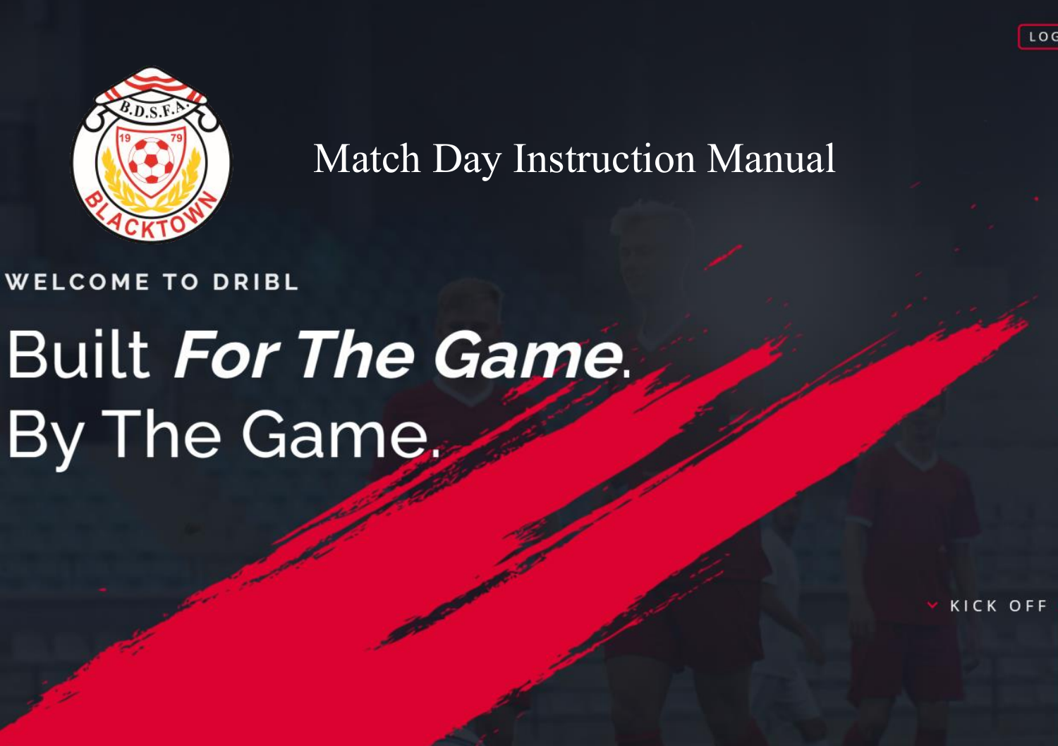# Match Day Instruction Manual

WELCOME TO DRIBL

Built ***For The Game***.
By The Game.

KICK OFF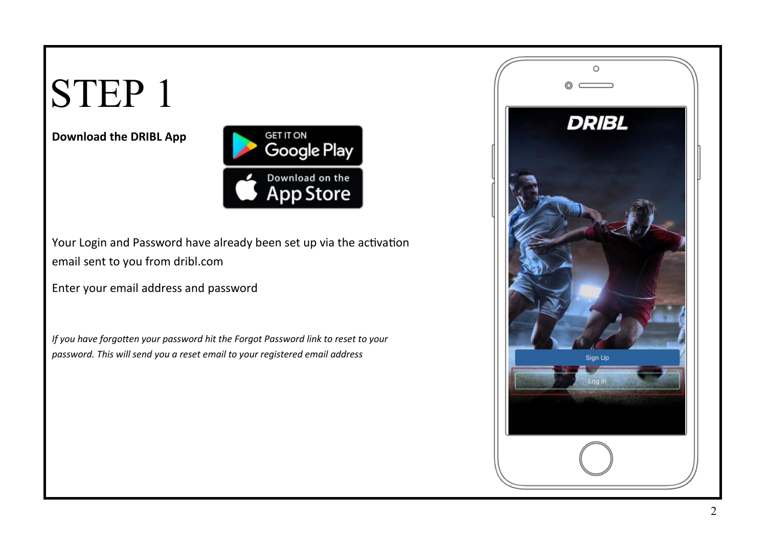# STEP 1

**Download the DRIBL App**

Your Login and Password have already been set up via the activation email sent to you from dribl.com

Enter your email address and password

*If you have forgotten your password hit the Forgot Password link to reset to your password. This will send you a reset email to your registered email address*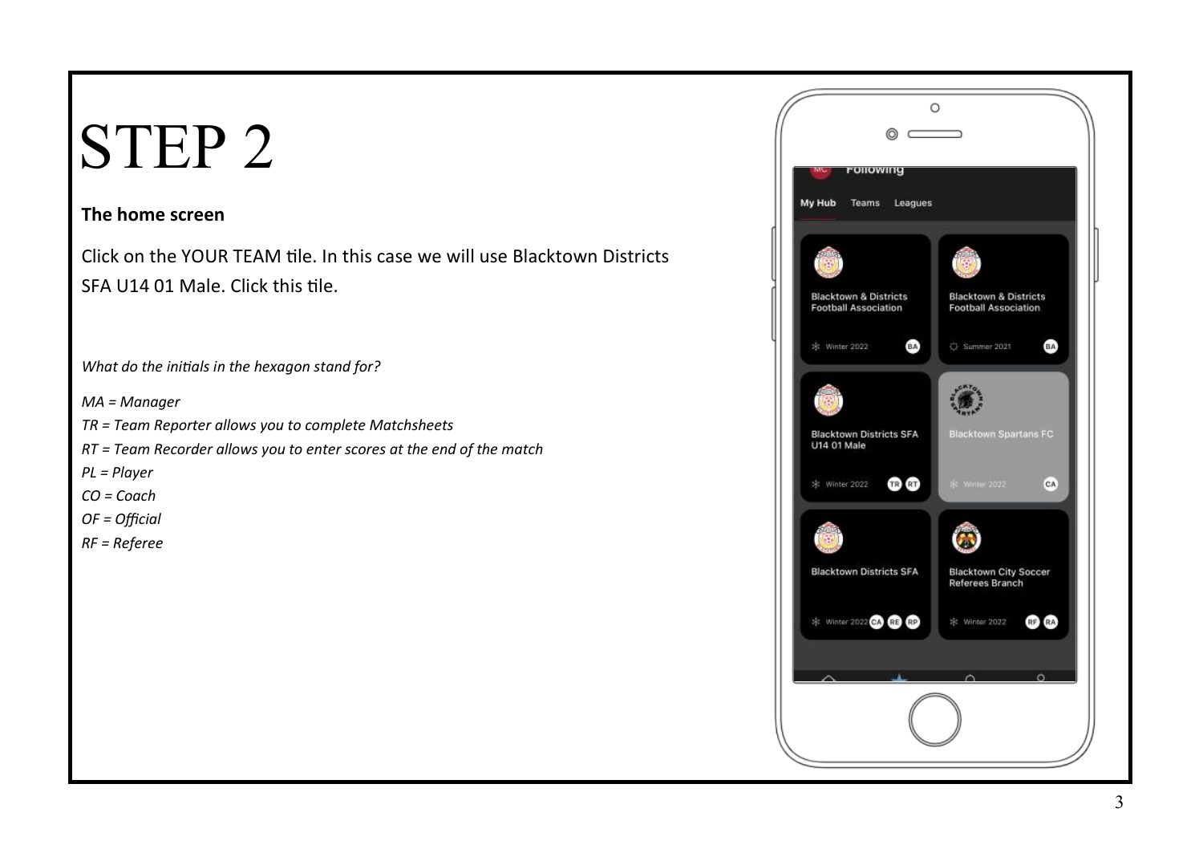# STEP 2

**The home screen**

Click on the YOUR TEAM tile. In this case we will use Blacktown Districts SFA U14 01 Male. Click this tile.

*What do the initials in the hexagon stand for?*

*MA = Manager*
*TR = Team Reporter allows you to complete Matchsheets*
*RT = Team Recorder allows you to enter scores at the end of the match*
*PL = Player*
*CO = Coach*
*OF = Official*
*RF = Referee*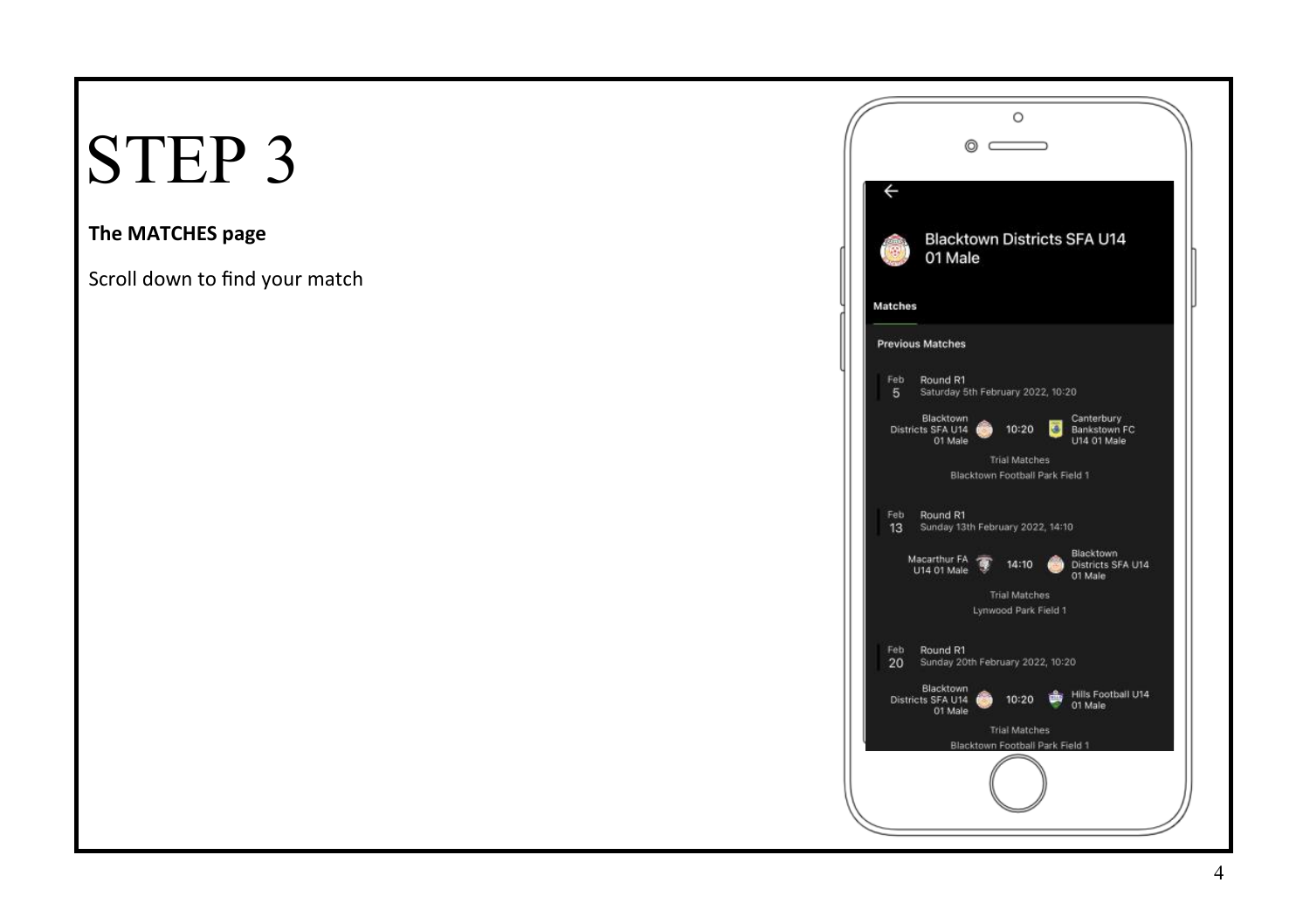# STEP 3

**The MATCHES page**

Scroll down to find your match

Blacktown Districts SFA U14 01 Male

Matches

Previous Matches

Feb 5 — Round R1
Saturday 5th February 2022, 10:20

Blacktown Districts SFA U14 01 Male 10:20 Canterbury Bankstown FC U14 01 Male

Trial Matches

Blacktown Football Park Field 1

Feb 13 — Round R1
Sunday 13th February 2022, 14:10

Macarthur FA U14 01 Male 14:10 Blacktown Districts SFA U14 01 Male

Trial Matches

Lynwood Park Field 1

Feb 20 — Round R1
Sunday 20th February 2022, 10:20

Blacktown Districts SFA U14 01 Male 10:20 Hills Football U14 01 Male

Trial Matches

Blacktown Football Park Field 1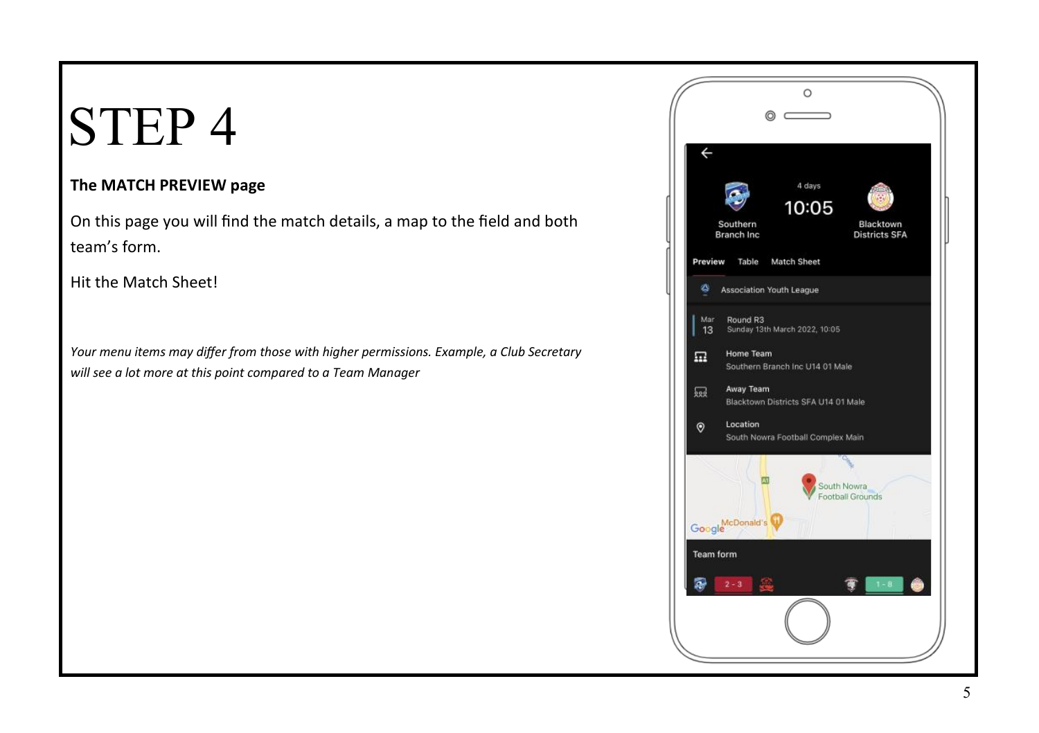# STEP 4

**The MATCH PREVIEW page**

On this page you will find the match details, a map to the field and both team's form.

Hit the Match Sheet!

*Your menu items may differ from those with higher permissions. Example, a Club Secretary will see a lot more at this point compared to a Team Manager*

4 days

10:05

Southern Branch Inc

Blacktown Districts SFA

Preview Table Match Sheet

Association Youth League

Mar 13 Round R3 Sunday 13th March 2022, 10:05

Home Team Southern Branch Inc U14 01 Male

Away Team Blacktown Districts SFA U14 01 Male

Location South Nowra Football Complex Main

South Nowra Football Grounds

McDonald's

Team form

2 - 3

1 - 8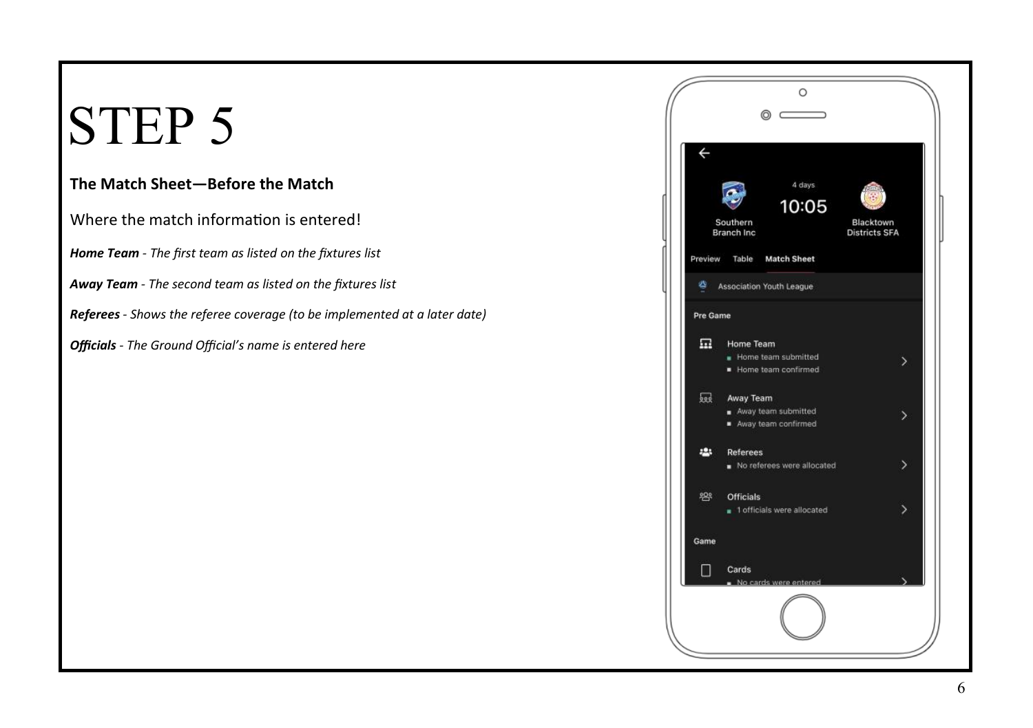# STEP 5

**The Match Sheet—Before the Match**

Where the match information is entered!

***Home Team*** *- The first team as listed on the fixtures list*

***Away Team*** *- The second team as listed on the fixtures list*

***Referees*** *- Shows the referee coverage (to be implemented at a later date)*

***Officials*** *- The Ground Official's name is entered here*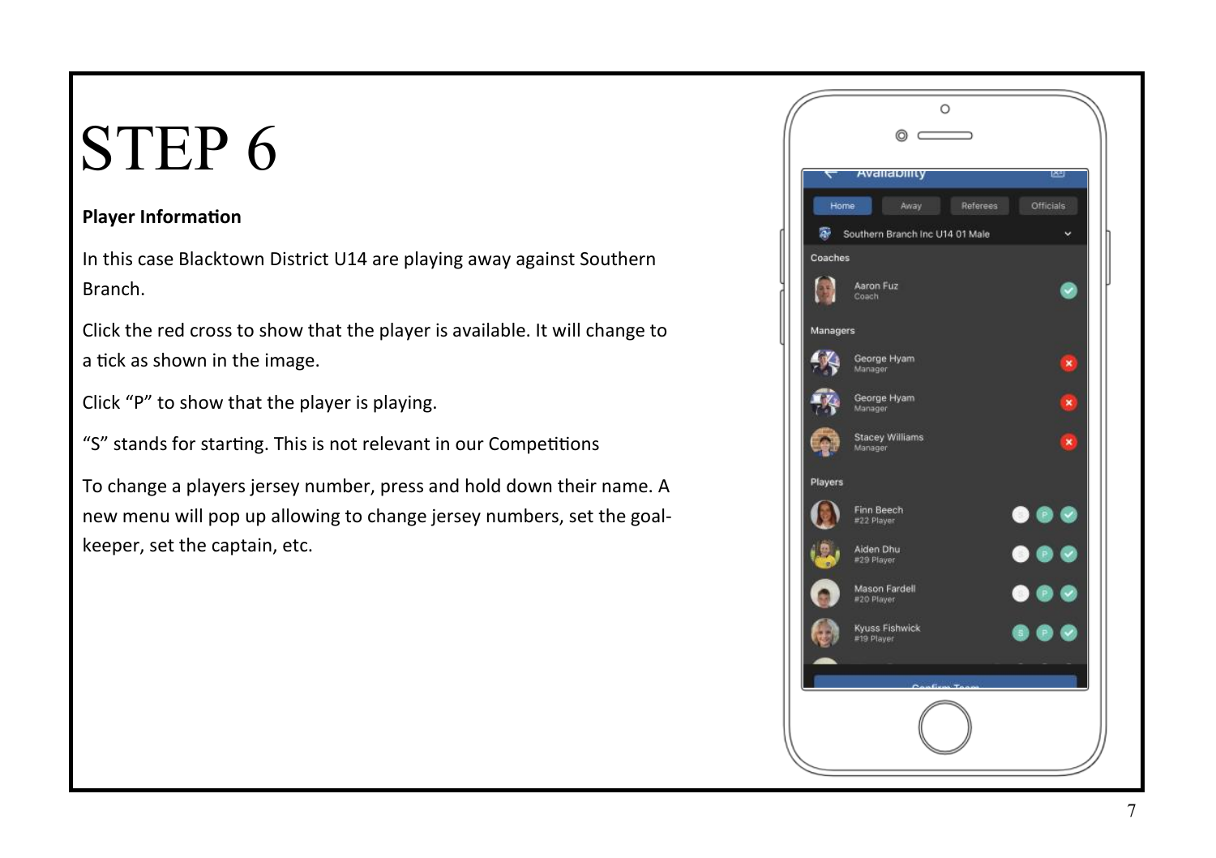# STEP 6

**Player Information**

In this case Blacktown District U14 are playing away against Southern Branch.

Click the red cross to show that the player is available. It will change to a tick as shown in the image.

Click “P” to show that the player is playing.

“S” stands for starting. This is not relevant in our Competitions

To change a players jersey number, press and hold down their name. A new menu will pop up allowing to change jersey numbers, set the goal-keeper, set the captain, etc.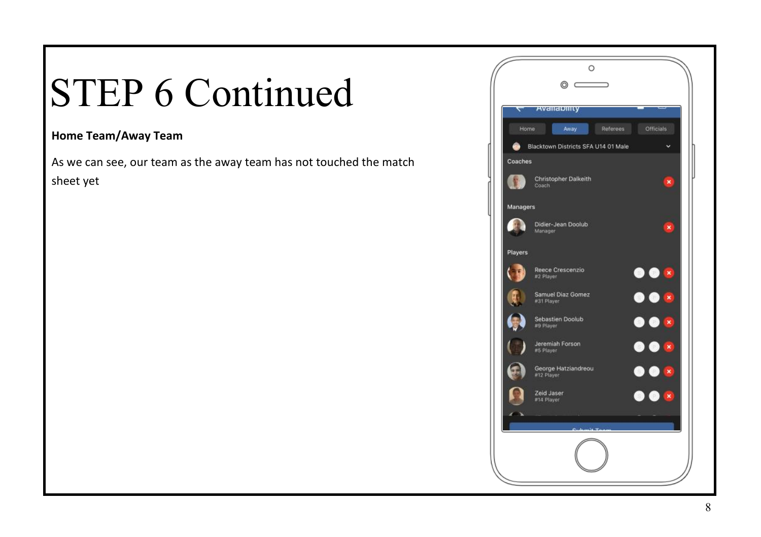# STEP 6 Continued

**Home Team/Away Team**

As we can see, our team as the away team has not touched the match sheet yet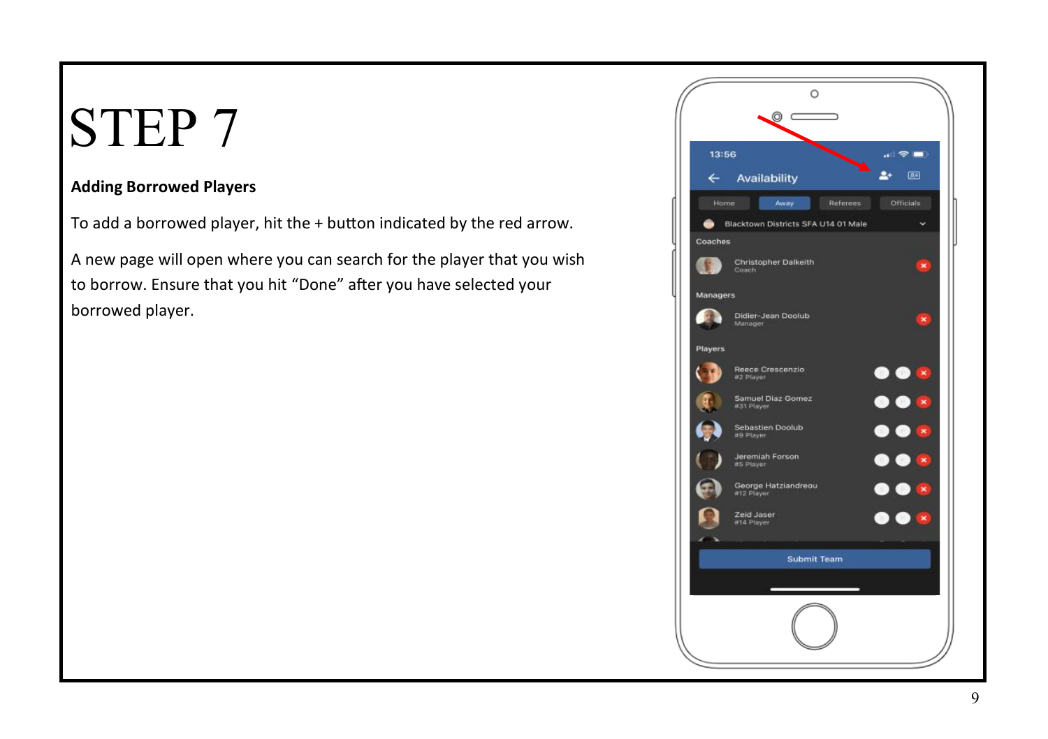# STEP 7

**Adding Borrowed Players**

To add a borrowed player, hit the + button indicated by the red arrow.

A new page will open where you can search for the player that you wish to borrow. Ensure that you hit "Done" after you have selected your borrowed player.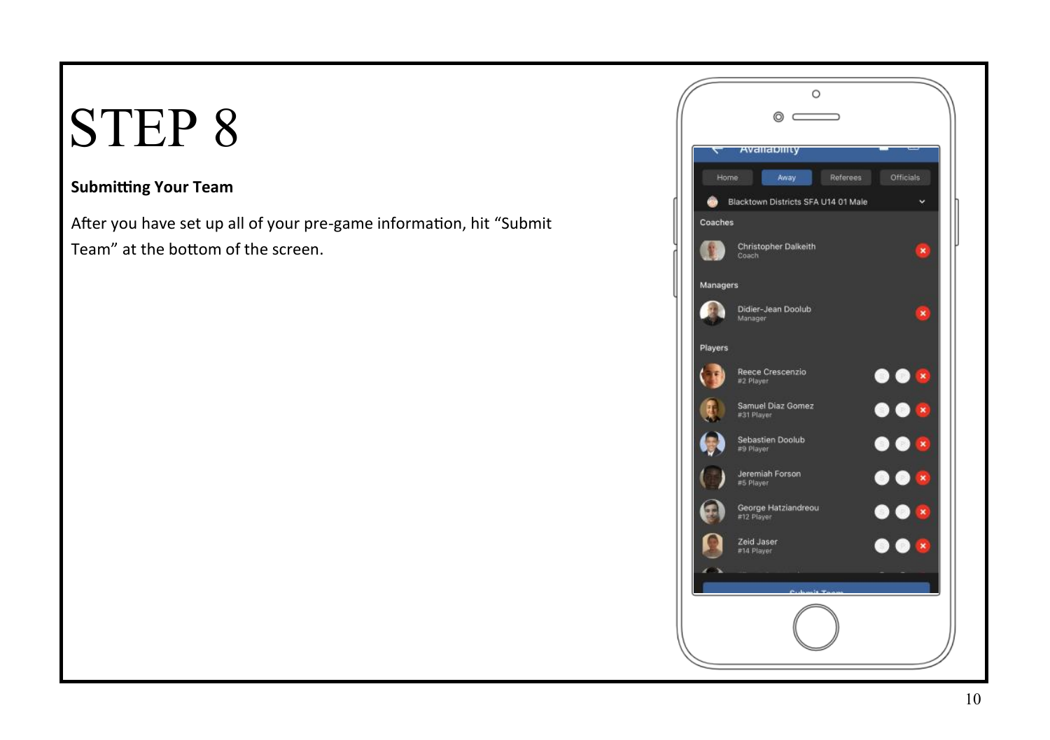# STEP 8

**Submitting Your Team**

After you have set up all of your pre-game information, hit “Submit Team” at the bottom of the screen.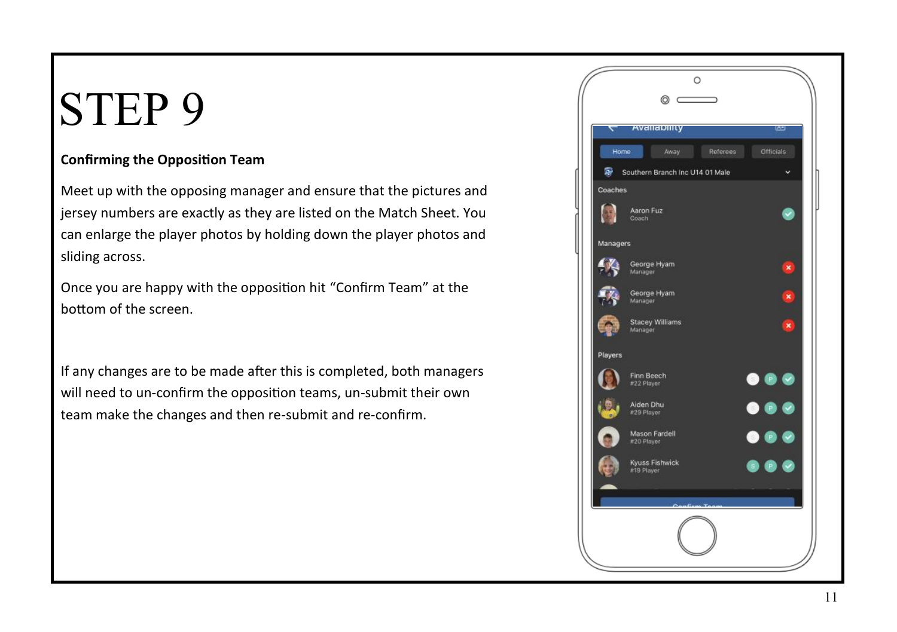# STEP 9

**Confirming the Opposition Team**

Meet up with the opposing manager and ensure that the pictures and jersey numbers are exactly as they are listed on the Match Sheet. You can enlarge the player photos by holding down the player photos and sliding across.

Once you are happy with the opposition hit “Confirm Team” at the bottom of the screen.

If any changes are to be made after this is completed, both managers will need to un-confirm the opposition teams, un-submit their own team make the changes and then re-submit and re-confirm.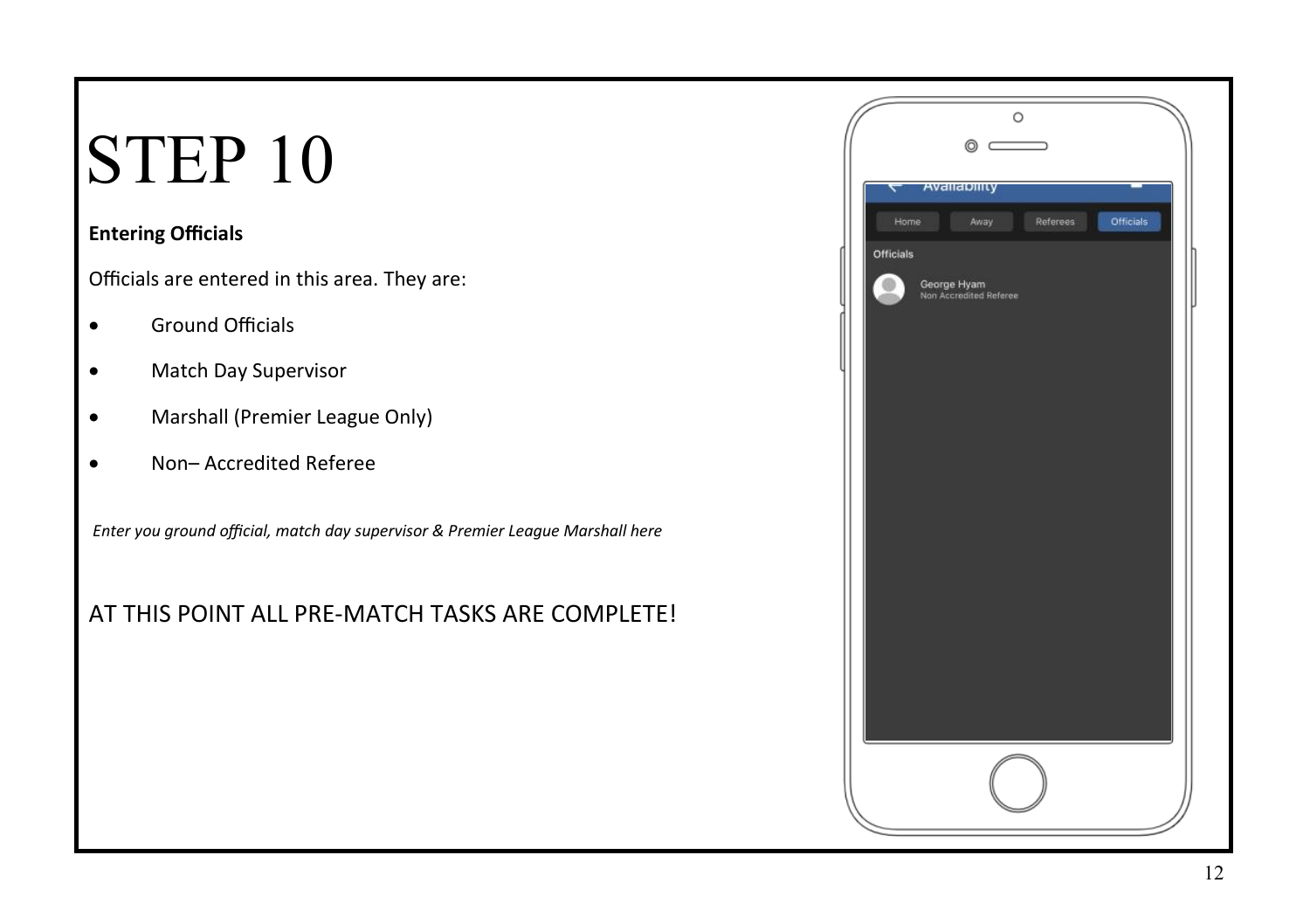# STEP 10

**Entering Officials**

Officials are entered in this area. They are:

- Ground Officials
- Match Day Supervisor
- Marshall (Premier League Only)
- Non– Accredited Referee

*Enter you ground official, match day supervisor & Premier League Marshall here*

AT THIS POINT ALL PRE-MATCH TASKS ARE COMPLETE!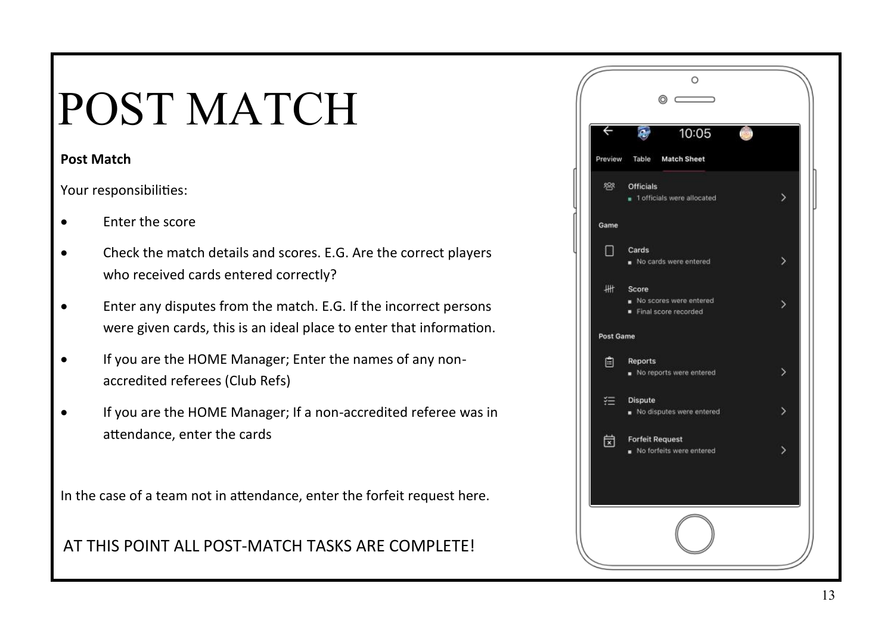# POST MATCH

**Post Match**

Your responsibilities:

- Enter the score
- Check the match details and scores. E.G. Are the correct players who received cards entered correctly?
- Enter any disputes from the match. E.G. If the incorrect persons were given cards, this is an ideal place to enter that information.
- If you are the HOME Manager; Enter the names of any non-accredited referees (Club Refs)
- If you are the HOME Manager; If a non-accredited referee was in attendance, enter the cards

In the case of a team not in attendance, enter the forfeit request here.

AT THIS POINT ALL POST-MATCH TASKS ARE COMPLETE!